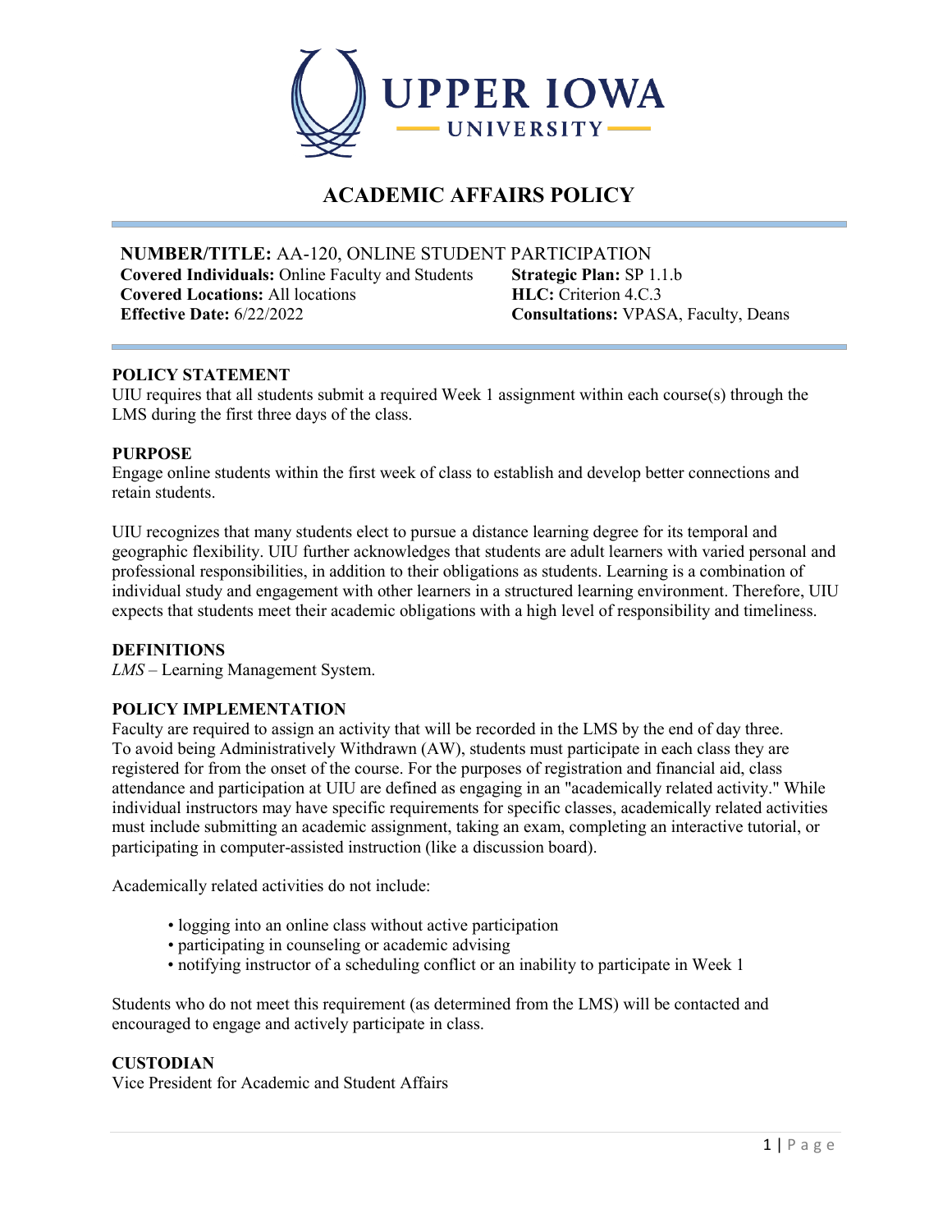# ACADEMIC AFFAIRS POLICY

**NUMBER/TITLE:** AA-120, ONLINE STUDENT PARTICIPATION

**Covered Individuals:** Online Faculty and Students
**Covered Locations:** All locations
**Effective Date:** 6/22/2022

**Strategic Plan:** SP 1.1.b
**HLC:** Criterion 4.C.3
**Consultations:** VPASA, Faculty, Deans

## POLICY STATEMENT

UIU requires that all students submit a required Week 1 assignment within each course(s) through the LMS during the first three days of the class.

## PURPOSE

Engage online students within the first week of class to establish and develop better connections and retain students.

UIU recognizes that many students elect to pursue a distance learning degree for its temporal and geographic flexibility. UIU further acknowledges that students are adult learners with varied personal and professional responsibilities, in addition to their obligations as students. Learning is a combination of individual study and engagement with other learners in a structured learning environment. Therefore, UIU expects that students meet their academic obligations with a high level of responsibility and timeliness.

## DEFINITIONS

*LMS* – Learning Management System.

## POLICY IMPLEMENTATION

Faculty are required to assign an activity that will be recorded in the LMS by the end of day three. To avoid being Administratively Withdrawn (AW), students must participate in each class they are registered for from the onset of the course. For the purposes of registration and financial aid, class attendance and participation at UIU are defined as engaging in an "academically related activity." While individual instructors may have specific requirements for specific classes, academically related activities must include submitting an academic assignment, taking an exam, completing an interactive tutorial, or participating in computer-assisted instruction (like a discussion board).

Academically related activities do not include:

- logging into an online class without active participation
- participating in counseling or academic advising
- notifying instructor of a scheduling conflict or an inability to participate in Week 1

Students who do not meet this requirement (as determined from the LMS) will be contacted and encouraged to engage and actively participate in class.

## CUSTODIAN

Vice President for Academic and Student Affairs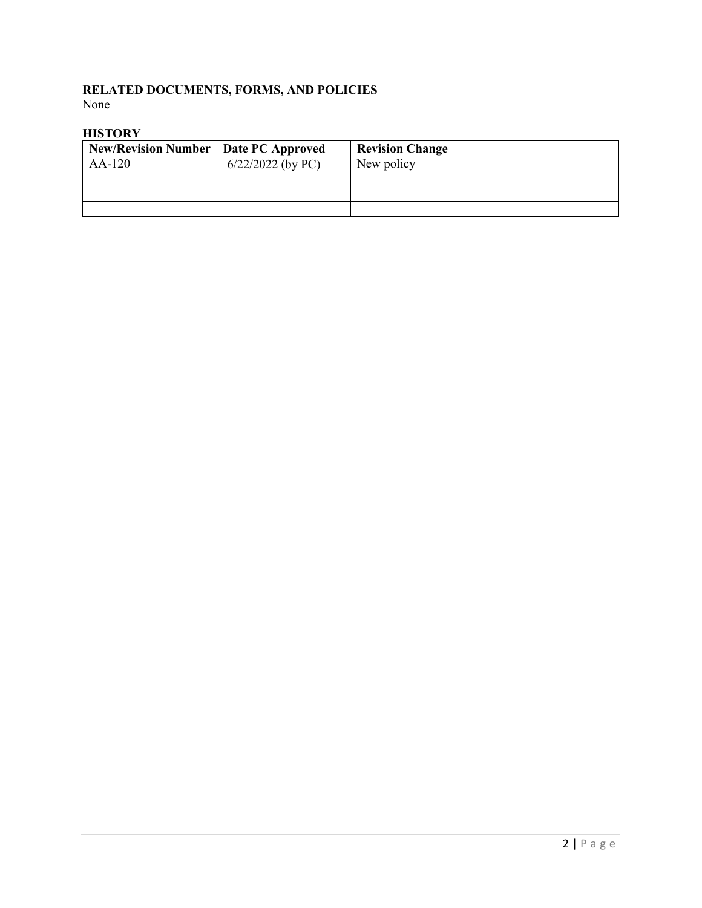**RELATED DOCUMENTS, FORMS, AND POLICIES**
None

**HISTORY**

| New/Revision Number | Date PC Approved | Revision Change |
|---|---|---|
| AA-120 | 6/22/2022 (by PC) | New policy |
| | | |
| | | |
| | | |